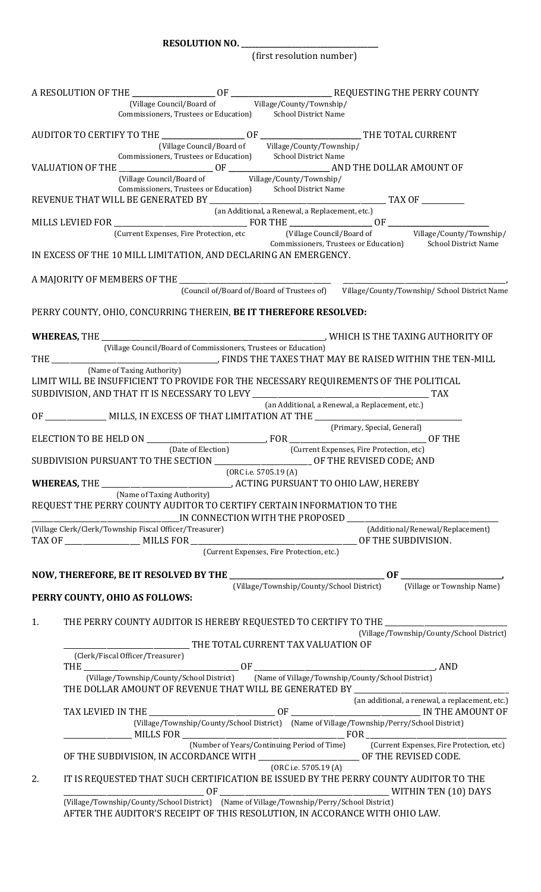**RESOLUTION NO. ____________________**

(first resolution number)

A RESOLUTION OF THE ____________ (Village Council/Board of Commissioners, Trustees or Education) OF ______________ (Village/County/Township/ School District Name) REQUESTING THE PERRY COUNTY AUDITOR TO CERTIFY TO THE ____________ (Village Council/Board of Commissioners, Trustees or Education) OF ______________ (Village/County/Township/ School District Name) THE TOTAL CURRENT VALUATION OF THE ____________ (Village Council/Board of Commissioners, Trustees or Education) OF ______________ (Village/County/Township/ School District Name) AND THE DOLLAR AMOUNT OF REVENUE THAT WILL BE GENERATED BY ______________________ (an Additional, a Renewal, a Replacement, etc.) TAX OF ________ MILLS LEVIED FOR ______________ (Current Expenses, Fire Protection, etc) FOR THE ____________ (Village Council/Board of Commissioners, Trustees or Education) OF ______________ (Village/County/Township/ School District Name) IN EXCESS OF THE 10 MILL LIMITATION, AND DECLARING AN EMERGENCY.

A MAJORITY OF MEMBERS OF THE ______________________ (Council of/Board of/Board of Trustees of) ______________________ (Village/County/Township/ School District Name), PERRY COUNTY, OHIO, CONCURRING THEREIN, **BE IT THEREFORE RESOLVED:**

**WHEREAS,** THE ______________________________ (Village Council/Board of Commissioners, Trustees or Education), WHICH IS THE TAXING AUTHORITY OF THE ______________________ (Name of Taxing Authority), FINDS THE TAXES THAT MAY BE RAISED WITHIN THE TEN-MILL LIMIT WILL BE INSUFFICIENT TO PROVIDE FOR THE NECESSARY REQUIREMENTS OF THE POLITICAL SUBDIVISION, AND THAT IT IS NECESSARY TO LEVY ______________________ (an Additional, a Renewal, a Replacement, etc.) TAX OF __________ MILLS, IN EXCESS OF THAT LIMITATION AT THE ______________ (Primary, Special, General) ELECTION TO BE HELD ON ______________ (Date of Election), FOR ______________ (Current Expenses, Fire Protection, etc) OF THE SUBDIVISION PURSUANT TO THE SECTION ______________ (ORC i.e. 5705.19 (A)) OF THE REVISED CODE; AND

**WHEREAS,** THE ______________ (Name of Taxing Authority), ACTING PURSUANT TO OHIO LAW, HEREBY REQUEST THE PERRY COUNTY AUDITOR TO CERTIFY CERTAIN INFORMATION TO THE ______________ (Village Clerk/Clerk/Township Fiscal Officer/Treasurer) IN CONNECTION WITH THE PROPOSED ______________ (Additional/Renewal/Replacement) TAX OF __________ MILLS FOR ______________________ (Current Expenses, Fire Protection, etc.) OF THE SUBDIVISION.

**NOW, THEREFORE, BE IT RESOLVED BY THE ______________________ (Village/Township/County/School District) OF ______________ (Village or Township Name), PERRY COUNTY, OHIO AS FOLLOWS:**

1. THE PERRY COUNTY AUDITOR IS HEREBY REQUESTED TO CERTIFY TO THE ______________ (Village/Township/County/School District) ______________ (Clerk/Fiscal Officer/Treasurer) THE TOTAL CURRENT TAX VALUATION OF THE ______________ (Village/Township/County/School District) OF ______________________ (Name of Village/Township/County/School District), AND THE DOLLAR AMOUNT OF REVENUE THAT WILL BE GENERATED BY ______________________ (an additional, a renewal, a replacement, etc.) TAX LEVIED IN THE ______________ (Village/Township/County/School District) OF ______________ (Name of Village/Township/Perry/School District) IN THE AMOUNT OF __________ MILLS FOR ______________ (Number of Years/Continuing Period of Time) FOR ______________ (Current Expenses, Fire Protection, etc) OF THE SUBDIVISION, IN ACCORDANCE WITH ______________ (ORC i.e. 5705.19 (A)) OF THE REVISED CODE.
2. IT IS REQUESTED THAT SUCH CERTIFICATION BE ISSUED BY THE PERRY COUNTY AUDITOR TO THE ______________ (Village/Township/County/School District) OF ______________________ (Name of Village/Township/Perry/School District) WITHIN TEN (10) DAYS AFTER THE AUDITOR'S RECEIPT OF THIS RESOLUTION, IN ACCORANCE WITH OHIO LAW.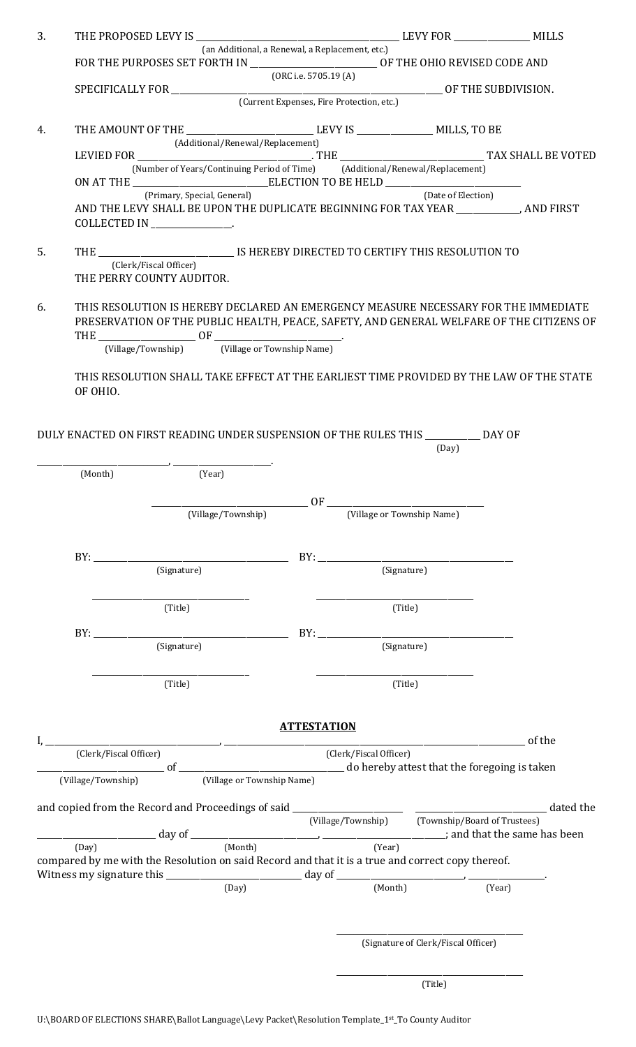3. THE PROPOSED LEVY IS ______________________________ LEVY FOR ____________ MILLS
   (an Additional, a Renewal, a Replacement, etc.)
   FOR THE PURPOSES SET FORTH IN ____________________ OF THE OHIO REVISED CODE AND
   (ORC i.e. 5705.19 (A)
   SPECIFICALLY FOR ____________________________________________ OF THE SUBDIVISION.
   (Current Expenses, Fire Protection, etc.)

4. THE AMOUNT OF THE ____________________ LEVY IS ____________ MILLS, TO BE
   (Additional/Renewal/Replacement)
   LEVIED FOR ______________________________. THE ______________________ TAX SHALL BE VOTED
   (Number of Years/Continuing Period of Time) (Additional/Renewal/Replacement)
   ON AT THE ____________________ ELECTION TO BE HELD ____________________
   (Primary, Special, General) (Date of Election)
   AND THE LEVY SHALL BE UPON THE DUPLICATE BEGINNING FOR TAX YEAR __________, AND FIRST COLLECTED IN ____________.

5. THE ______________________ IS HEREBY DIRECTED TO CERTIFY THIS RESOLUTION TO
   (Clerk/Fiscal Officer)
   THE PERRY COUNTY AUDITOR.

6. THIS RESOLUTION IS HEREBY DECLARED AN EMERGENCY MEASURE NECESSARY FOR THE IMMEDIATE PRESERVATION OF THE PUBLIC HEALTH, PEACE, SAFETY, AND GENERAL WELFARE OF THE CITIZENS OF THE ______________ OF ____________________.
   (Village/Township) (Village or Township Name)

   THIS RESOLUTION SHALL TAKE EFFECT AT THE EARLIEST TIME PROVIDED BY THE LAW OF THE STATE OF OHIO.

DULY ENACTED ON FIRST READING UNDER SUSPENSION OF THE RULES THIS ________ DAY OF
(Day)

______________________, ________________.
(Month) (Year)

________________________ OF ________________________
(Village/Township) (Village or Township Name)

BY: ______________________________ BY: ______________________________
(Signature) (Signature)

______________________________ ______________________________
(Title) (Title)

BY: ______________________________ BY: ______________________________
(Signature) (Signature)

______________________________ ______________________________
(Title) (Title)

## ATTESTATION

I, ______________________________, ______________________________________ of the
(Clerk/Fiscal Officer) (Clerk/Fiscal Officer)
____________________ of ________________________ do hereby attest that the foregoing is taken
(Village/Township) (Village or Township Name)

and copied from the Record and Proceedings of said ________________ ____________________ dated the
(Village/Township) (Township/Board of Trustees)
________________ day of ____________________, ________________; and that the same has been
(Day) (Month) (Year)
compared by me with the Resolution on said Record and that it is a true and correct copy thereof.
Witness my signature this ____________________ day of ____________________, ____________.
(Day) (Month) (Year)

______________________________
(Signature of Clerk/Fiscal Officer)

______________________________
(Title)

U:\BOARD OF ELECTIONS SHARE\Ballot Language\Levy Packet\Resolution Template_1st_To County Auditor